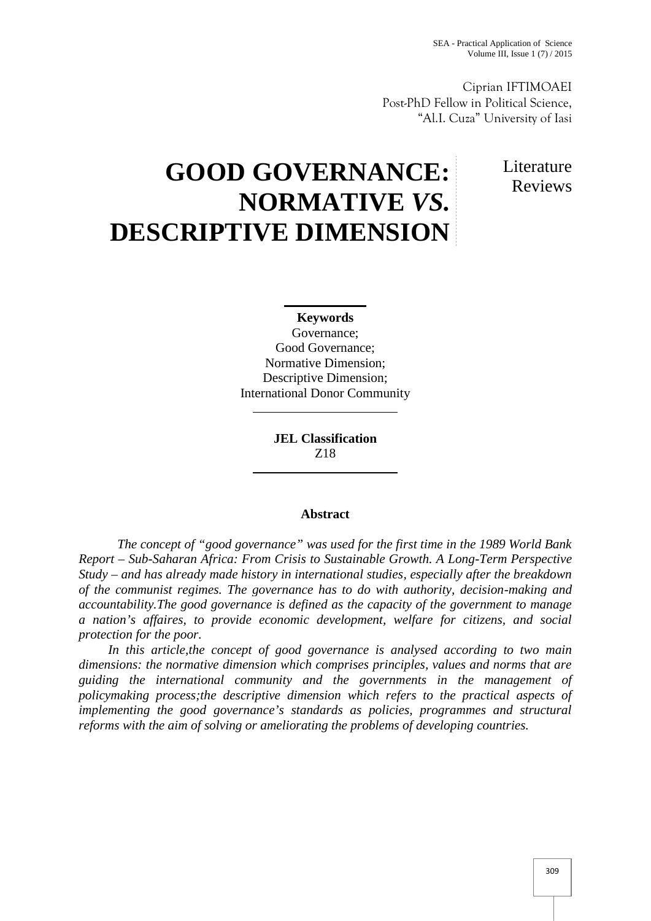Ciprian IFTIMOAEI
Post-PhD Fellow in Political Science,
"Al.I. Cuza" University of Iasi

# GOOD GOVERNANCE: NORMATIVE *VS.* DESCRIPTIVE DIMENSION

Literature Reviews

**Keywords**

Governance;
Good Governance;
Normative Dimension;
Descriptive Dimension;
International Donor Community

**JEL Classification**

Z18

## Abstract

*The concept of "good governance" was used for the first time in the 1989 World Bank Report – Sub-Saharan Africa: From Crisis to Sustainable Growth. A Long-Term Perspective Study – and has already made history in international studies, especially after the breakdown of the communist regimes. The governance has to do with authority, decision-making and accountability.The good governance is defined as the capacity of the government to manage a nation's affaires, to provide economic development, welfare for citizens, and social protection for the poor.*

*In this article,the concept of good governance is analysed according to two main dimensions: the normative dimension which comprises principles, values and norms that are guiding the international community and the governments in the management of policymaking process;the descriptive dimension which refers to the practical aspects of implementing the good governance's standards as policies, programmes and structural reforms with the aim of solving or ameliorating the problems of developing countries.*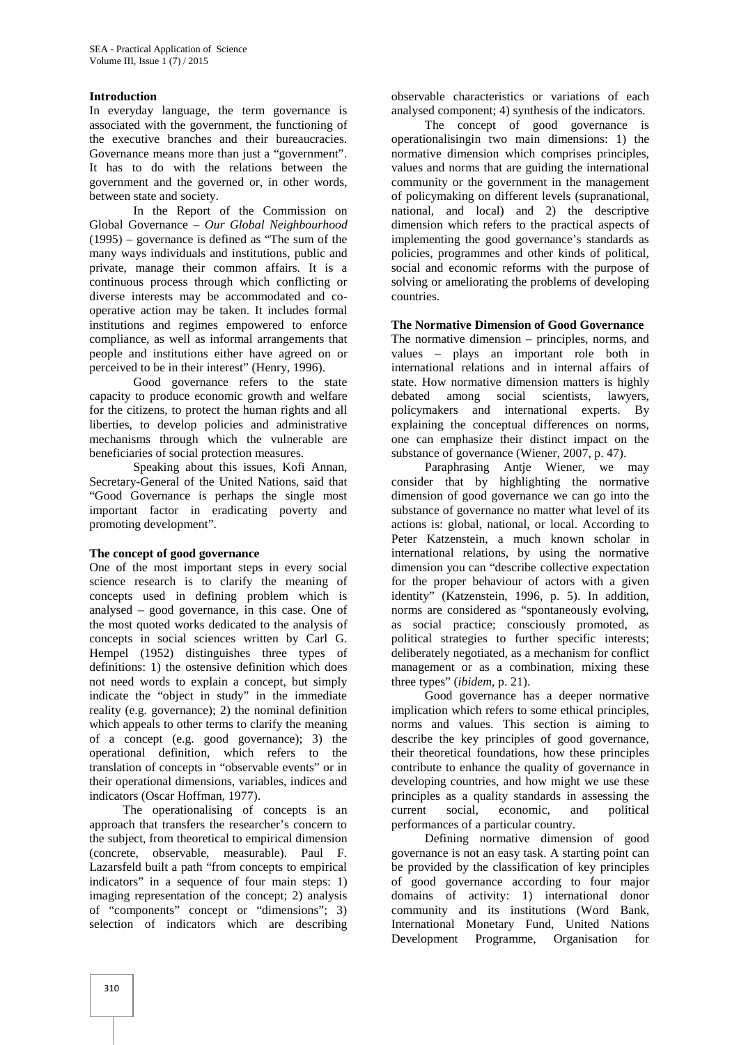**Introduction**

In everyday language, the term governance is associated with the government, the functioning of the executive branches and their bureaucracies. Governance means more than just a "government". It has to do with the relations between the government and the governed or, in other words, between state and society.

In the Report of the Commission on Global Governance – *Our Global Neighbourhood* (1995) – governance is defined as "The sum of the many ways individuals and institutions, public and private, manage their common affairs. It is a continuous process through which conflicting or diverse interests may be accommodated and co-operative action may be taken. It includes formal institutions and regimes empowered to enforce compliance, as well as informal arrangements that people and institutions either have agreed on or perceived to be in their interest" (Henry, 1996).

Good governance refers to the state capacity to produce economic growth and welfare for the citizens, to protect the human rights and all liberties, to develop policies and administrative mechanisms through which the vulnerable are beneficiaries of social protection measures.

Speaking about this issues, Kofi Annan, Secretary-General of the United Nations, said that "Good Governance is perhaps the single most important factor in eradicating poverty and promoting development".

**The concept of good governance**

One of the most important steps in every social science research is to clarify the meaning of concepts used in defining problem which is analysed – good governance, in this case. One of the most quoted works dedicated to the analysis of concepts in social sciences written by Carl G. Hempel (1952) distinguishes three types of definitions: 1) the ostensive definition which does not need words to explain a concept, but simply indicate the "object in study" in the immediate reality (e.g. governance); 2) the nominal definition which appeals to other terms to clarify the meaning of a concept (e.g. good governance); 3) the operational definition, which refers to the translation of concepts in "observable events" or in their operational dimensions, variables, indices and indicators (Oscar Hoffman, 1977).

The operationalising of concepts is an approach that transfers the researcher's concern to the subject, from theoretical to empirical dimension (concrete, observable, measurable). Paul F. Lazarsfeld built a path "from concepts to empirical indicators" in a sequence of four main steps: 1) imaging representation of the concept; 2) analysis of "components" concept or "dimensions"; 3) selection of indicators which are describing observable characteristics or variations of each analysed component; 4) synthesis of the indicators.

The concept of good governance is operationalisingin two main dimensions: 1) the normative dimension which comprises principles, values and norms that are guiding the international community or the government in the management of policymaking on different levels (supranational, national, and local) and 2) the descriptive dimension which refers to the practical aspects of implementing the good governance's standards as policies, programmes and other kinds of political, social and economic reforms with the purpose of solving or ameliorating the problems of developing countries.

**The Normative Dimension of Good Governance**

The normative dimension – principles, norms, and values – plays an important role both in international relations and in internal affairs of state. How normative dimension matters is highly debated among social scientists, lawyers, policymakers and international experts. By explaining the conceptual differences on norms, one can emphasize their distinct impact on the substance of governance (Wiener, 2007, p. 47).

Paraphrasing Antje Wiener, we may consider that by highlighting the normative dimension of good governance we can go into the substance of governance no matter what level of its actions is: global, national, or local. According to Peter Katzenstein, a much known scholar in international relations, by using the normative dimension you can "describe collective expectation for the proper behaviour of actors with a given identity" (Katzenstein, 1996, p. 5). In addition, norms are considered as "spontaneously evolving, as social practice; consciously promoted, as political strategies to further specific interests; deliberately negotiated, as a mechanism for conflict management or as a combination, mixing these three types" (*ibidem*, p. 21).

Good governance has a deeper normative implication which refers to some ethical principles, norms and values. This section is aiming to describe the key principles of good governance, their theoretical foundations, how these principles contribute to enhance the quality of governance in developing countries, and how might we use these principles as a quality standards in assessing the current social, economic, and political performances of a particular country.

Defining normative dimension of good governance is not an easy task. A starting point can be provided by the classification of key principles of good governance according to four major domains of activity: 1) international donor community and its institutions (Word Bank, International Monetary Fund, United Nations Development Programme, Organisation for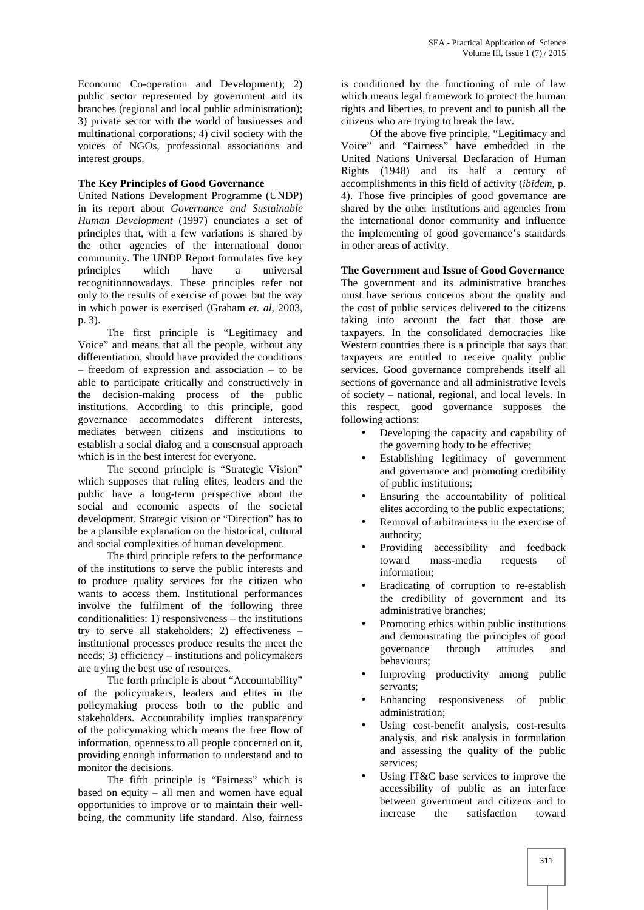Economic Co-operation and Development); 2) public sector represented by government and its branches (regional and local public administration); 3) private sector with the world of businesses and multinational corporations; 4) civil society with the voices of NGOs, professional associations and interest groups.

**The Key Principles of Good Governance**

United Nations Development Programme (UNDP) in its report about *Governance and Sustainable Human Development* (1997) enunciates a set of principles that, with a few variations is shared by the other agencies of the international donor community. The UNDP Report formulates five key principles which have a universal recognitionnowadays. These principles refer not only to the results of exercise of power but the way in which power is exercised (Graham *et. al*, 2003, p. 3).

The first principle is "Legitimacy and Voice" and means that all the people, without any differentiation, should have provided the conditions – freedom of expression and association – to be able to participate critically and constructively in the decision-making process of the public institutions. According to this principle, good governance accommodates different interests, mediates between citizens and institutions to establish a social dialog and a consensual approach which is in the best interest for everyone.

The second principle is "Strategic Vision" which supposes that ruling elites, leaders and the public have a long-term perspective about the social and economic aspects of the societal development. Strategic vision or "Direction" has to be a plausible explanation on the historical, cultural and social complexities of human development.

The third principle refers to the performance of the institutions to serve the public interests and to produce quality services for the citizen who wants to access them. Institutional performances involve the fulfilment of the following three conditionalities: 1) responsiveness – the institutions try to serve all stakeholders; 2) effectiveness – institutional processes produce results the meet the needs; 3) efficiency – institutions and policymakers are trying the best use of resources.

The forth principle is about "Accountability" of the policymakers, leaders and elites in the policymaking process both to the public and stakeholders. Accountability implies transparency of the policymaking which means the free flow of information, openness to all people concerned on it, providing enough information to understand and to monitor the decisions.

The fifth principle is "Fairness" which is based on equity – all men and women have equal opportunities to improve or to maintain their well-being, the community life standard. Also, fairness is conditioned by the functioning of rule of law which means legal framework to protect the human rights and liberties, to prevent and to punish all the citizens who are trying to break the law.

Of the above five principle, "Legitimacy and Voice" and "Fairness" have embedded in the United Nations Universal Declaration of Human Rights (1948) and its half a century of accomplishments in this field of activity (*ibidem*, p. 4). Those five principles of good governance are shared by the other institutions and agencies from the international donor community and influence the implementing of good governance's standards in other areas of activity.

**The Government and Issue of Good Governance**

The government and its administrative branches must have serious concerns about the quality and the cost of public services delivered to the citizens taking into account the fact that those are taxpayers. In the consolidated democracies like Western countries there is a principle that says that taxpayers are entitled to receive quality public services. Good governance comprehends itself all sections of governance and all administrative levels of society – national, regional, and local levels. In this respect, good governance supposes the following actions:

- Developing the capacity and capability of the governing body to be effective;
- Establishing legitimacy of government and governance and promoting credibility of public institutions;
- Ensuring the accountability of political elites according to the public expectations;
- Removal of arbitrariness in the exercise of authority;
- Providing accessibility and feedback toward mass-media requests of information;
- Eradicating of corruption to re-establish the credibility of government and its administrative branches;
- Promoting ethics within public institutions and demonstrating the principles of good governance through attitudes and behaviours;
- Improving productivity among public servants;
- Enhancing responsiveness of public administration;
- Using cost-benefit analysis, cost-results analysis, and risk analysis in formulation and assessing the quality of the public services;
- Using IT&C base services to improve the accessibility of public as an interface between government and citizens and to increase the satisfaction toward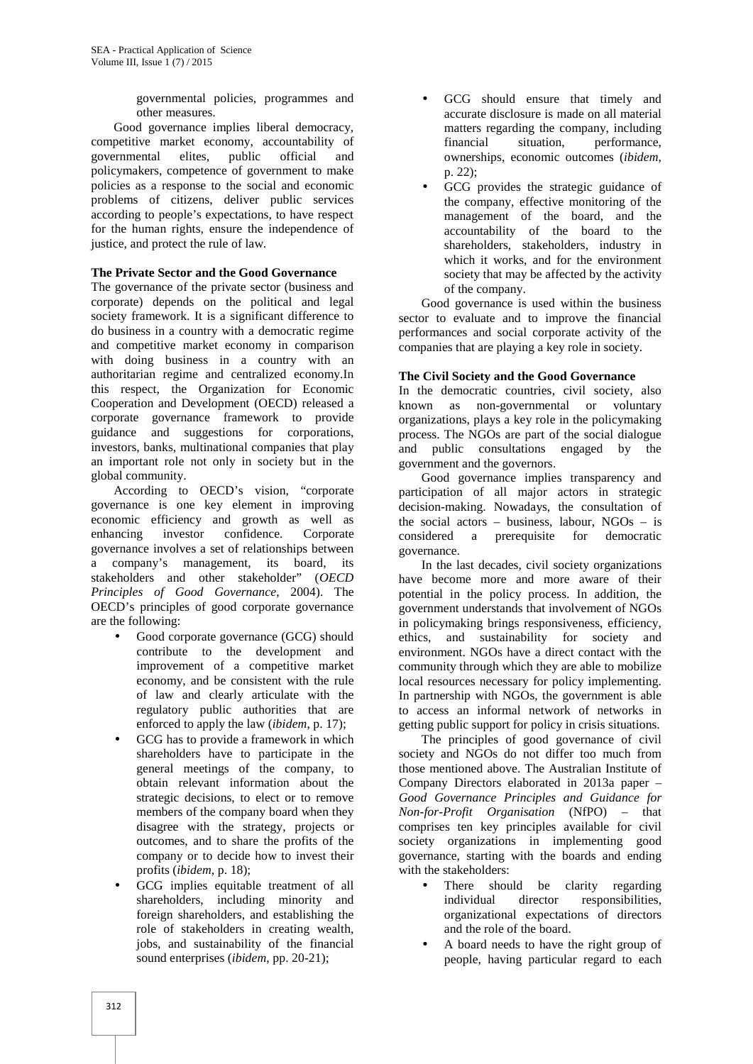governmental policies, programmes and other measures.

Good governance implies liberal democracy, competitive market economy, accountability of governmental elites, public official and policymakers, competence of government to make policies as a response to the social and economic problems of citizens, deliver public services according to people's expectations, to have respect for the human rights, ensure the independence of justice, and protect the rule of law.

**The Private Sector and the Good Governance**

The governance of the private sector (business and corporate) depends on the political and legal society framework. It is a significant difference to do business in a country with a democratic regime and competitive market economy in comparison with doing business in a country with an authoritarian regime and centralized economy.In this respect, the Organization for Economic Cooperation and Development (OECD) released a corporate governance framework to provide guidance and suggestions for corporations, investors, banks, multinational companies that play an important role not only in society but in the global community.

According to OECD's vision, "corporate governance is one key element in improving economic efficiency and growth as well as enhancing investor confidence. Corporate governance involves a set of relationships between a company's management, its board, its stakeholders and other stakeholder" (*OECD Principles of Good Governance*, 2004). The OECD's principles of good corporate governance are the following:

- Good corporate governance (GCG) should contribute to the development and improvement of a competitive market economy, and be consistent with the rule of law and clearly articulate with the regulatory public authorities that are enforced to apply the law (*ibidem*, p. 17);
- GCG has to provide a framework in which shareholders have to participate in the general meetings of the company, to obtain relevant information about the strategic decisions, to elect or to remove members of the company board when they disagree with the strategy, projects or outcomes, and to share the profits of the company or to decide how to invest their profits (*ibidem*, p. 18);
- GCG implies equitable treatment of all shareholders, including minority and foreign shareholders, and establishing the role of stakeholders in creating wealth, jobs, and sustainability of the financial sound enterprises (*ibidem*, pp. 20-21);
- GCG should ensure that timely and accurate disclosure is made on all material matters regarding the company, including financial situation, performance, ownerships, economic outcomes (*ibidem*, p. 22);
- GCG provides the strategic guidance of the company, effective monitoring of the management of the board, and the accountability of the board to the shareholders, stakeholders, industry in which it works, and for the environment society that may be affected by the activity of the company.

Good governance is used within the business sector to evaluate and to improve the financial performances and social corporate activity of the companies that are playing a key role in society.

**The Civil Society and the Good Governance**

In the democratic countries, civil society, also known as non-governmental or voluntary organizations, plays a key role in the policymaking process. The NGOs are part of the social dialogue and public consultations engaged by the government and the governors.

Good governance implies transparency and participation of all major actors in strategic decision-making. Nowadays, the consultation of the social actors – business, labour, NGOs – is considered a prerequisite for democratic governance.

In the last decades, civil society organizations have become more and more aware of their potential in the policy process. In addition, the government understands that involvement of NGOs in policymaking brings responsiveness, efficiency, ethics, and sustainability for society and environment. NGOs have a direct contact with the community through which they are able to mobilize local resources necessary for policy implementing. In partnership with NGOs, the government is able to access an informal network of networks in getting public support for policy in crisis situations.

The principles of good governance of civil society and NGOs do not differ too much from those mentioned above. The Australian Institute of Company Directors elaborated in 2013a paper – *Good Governance Principles and Guidance for Non-for-Profit Organisation* (NfPO) – that comprises ten key principles available for civil society organizations in implementing good governance, starting with the boards and ending with the stakeholders:

- There should be clarity regarding individual director responsibilities, organizational expectations of directors and the role of the board.
- A board needs to have the right group of people, having particular regard to each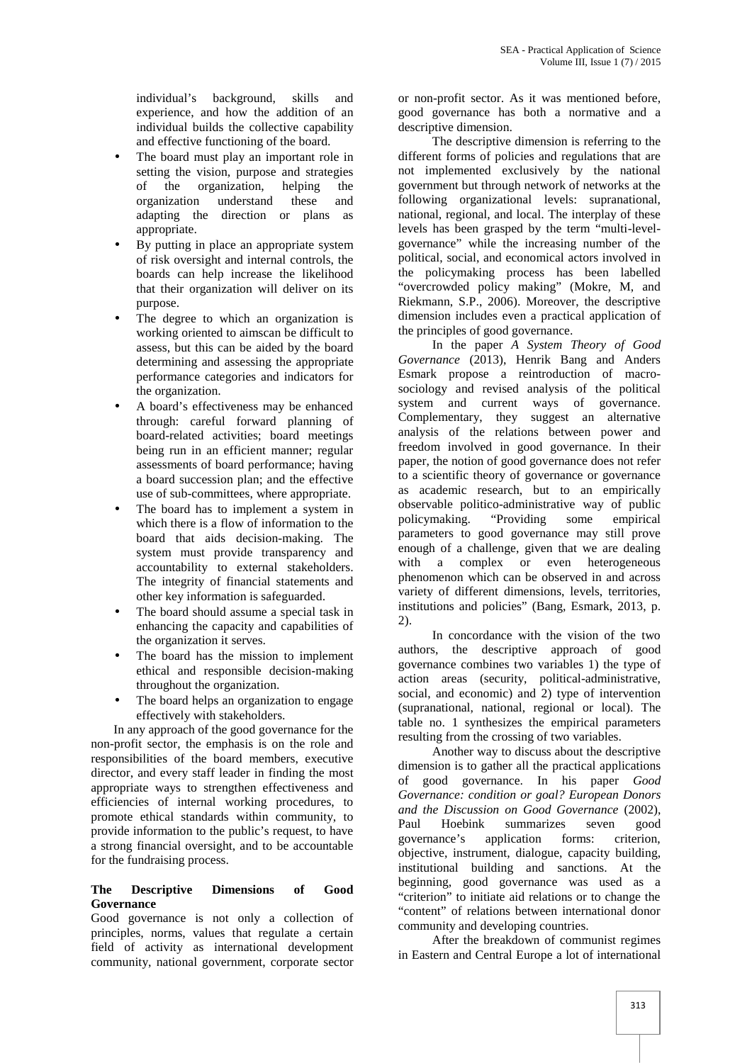individual's background, skills and experience, and how the addition of an individual builds the collective capability and effective functioning of the board.

- The board must play an important role in setting the vision, purpose and strategies of the organization, helping the organization understand these and adapting the direction or plans as appropriate.
- By putting in place an appropriate system of risk oversight and internal controls, the boards can help increase the likelihood that their organization will deliver on its purpose.
- The degree to which an organization is working oriented to aimscan be difficult to assess, but this can be aided by the board determining and assessing the appropriate performance categories and indicators for the organization.
- A board's effectiveness may be enhanced through: careful forward planning of board-related activities; board meetings being run in an efficient manner; regular assessments of board performance; having a board succession plan; and the effective use of sub-committees, where appropriate.
- The board has to implement a system in which there is a flow of information to the board that aids decision-making. The system must provide transparency and accountability to external stakeholders. The integrity of financial statements and other key information is safeguarded.
- The board should assume a special task in enhancing the capacity and capabilities of the organization it serves.
- The board has the mission to implement ethical and responsible decision-making throughout the organization.
- The board helps an organization to engage effectively with stakeholders.

In any approach of the good governance for the non-profit sector, the emphasis is on the role and responsibilities of the board members, executive director, and every staff leader in finding the most appropriate ways to strengthen effectiveness and efficiencies of internal working procedures, to promote ethical standards within community, to provide information to the public's request, to have a strong financial oversight, and to be accountable for the fundraising process.

## The Descriptive Dimensions of Good Governance

Good governance is not only a collection of principles, norms, values that regulate a certain field of activity as international development community, national government, corporate sector or non-profit sector. As it was mentioned before, good governance has both a normative and a descriptive dimension.

The descriptive dimension is referring to the different forms of policies and regulations that are not implemented exclusively by the national government but through network of networks at the following organizational levels: supranational, national, regional, and local. The interplay of these levels has been grasped by the term "multi-level-governance" while the increasing number of the political, social, and economical actors involved in the policymaking process has been labelled "overcrowded policy making" (Mokre, M, and Riekmann, S.P., 2006). Moreover, the descriptive dimension includes even a practical application of the principles of good governance.

In the paper *A System Theory of Good Governance* (2013), Henrik Bang and Anders Esmark propose a reintroduction of macro-sociology and revised analysis of the political system and current ways of governance. Complementary, they suggest an alternative analysis of the relations between power and freedom involved in good governance. In their paper, the notion of good governance does not refer to a scientific theory of governance or governance as academic research, but to an empirically observable politico-administrative way of public policymaking. "Providing some empirical parameters to good governance may still prove enough of a challenge, given that we are dealing with a complex or even heterogeneous phenomenon which can be observed in and across variety of different dimensions, levels, territories, institutions and policies" (Bang, Esmark, 2013, p. 2).

In concordance with the vision of the two authors, the descriptive approach of good governance combines two variables 1) the type of action areas (security, political-administrative, social, and economic) and 2) type of intervention (supranational, national, regional or local). The table no. 1 synthesizes the empirical parameters resulting from the crossing of two variables.

Another way to discuss about the descriptive dimension is to gather all the practical applications of good governance. In his paper *Good Governance: condition or goal? European Donors and the Discussion on Good Governance* (2002), Paul Hoebink summarizes seven good governance's application forms: criterion, objective, instrument, dialogue, capacity building, institutional building and sanctions. At the beginning, good governance was used as a "criterion" to initiate aid relations or to change the "content" of relations between international donor community and developing countries.

After the breakdown of communist regimes in Eastern and Central Europe a lot of international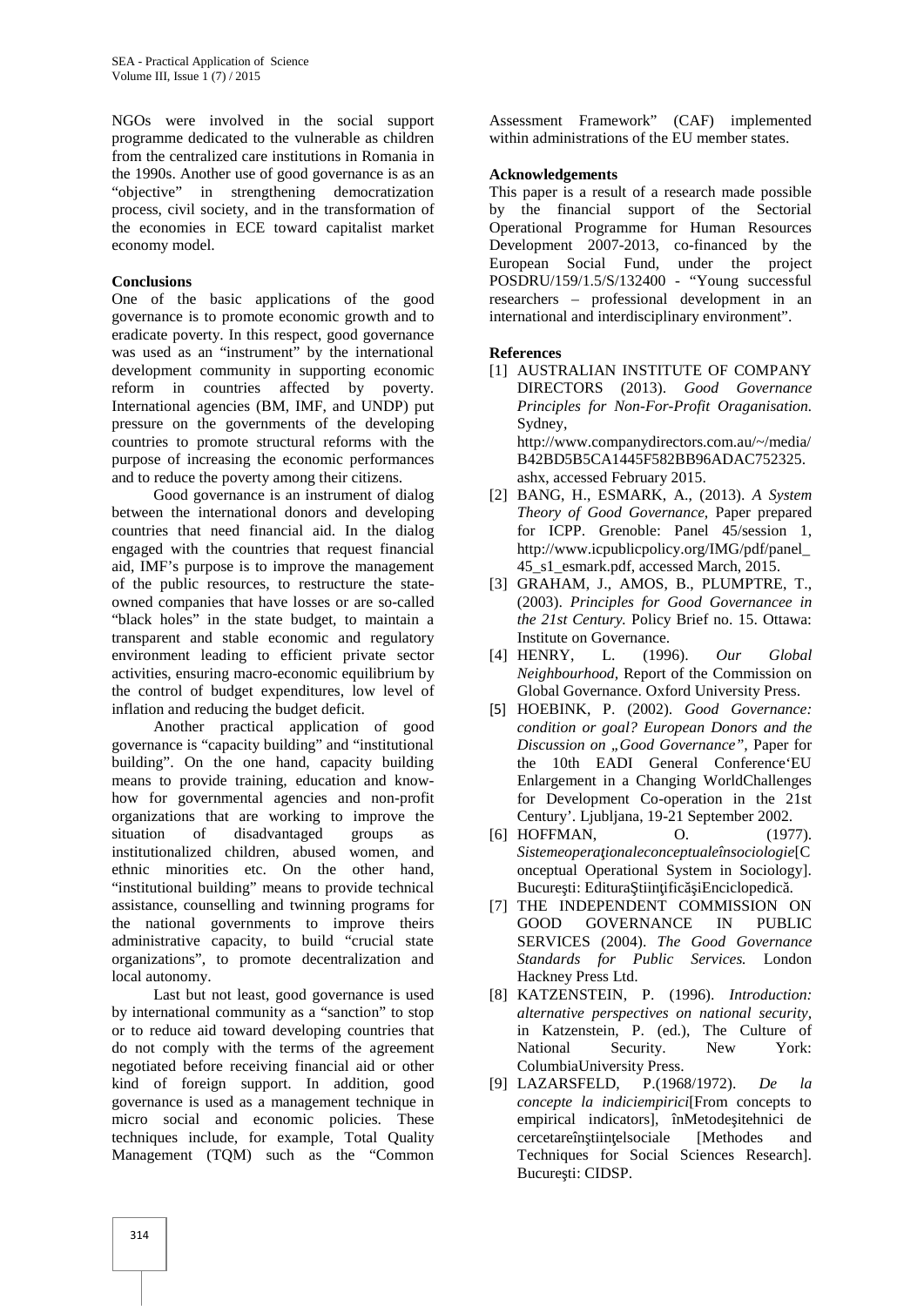NGOs were involved in the social support programme dedicated to the vulnerable as children from the centralized care institutions in Romania in the 1990s. Another use of good governance is as an "objective" in strengthening democratization process, civil society, and in the transformation of the economies in ECE toward capitalist market economy model.

**Conclusions**

One of the basic applications of the good governance is to promote economic growth and to eradicate poverty. In this respect, good governance was used as an "instrument" by the international development community in supporting economic reform in countries affected by poverty. International agencies (BM, IMF, and UNDP) put pressure on the governments of the developing countries to promote structural reforms with the purpose of increasing the economic performances and to reduce the poverty among their citizens.

Good governance is an instrument of dialog between the international donors and developing countries that need financial aid. In the dialog engaged with the countries that request financial aid, IMF's purpose is to improve the management of the public resources, to restructure the state-owned companies that have losses or are so-called "black holes" in the state budget, to maintain a transparent and stable economic and regulatory environment leading to efficient private sector activities, ensuring macro-economic equilibrium by the control of budget expenditures, low level of inflation and reducing the budget deficit.

Another practical application of good governance is "capacity building" and "institutional building". On the one hand, capacity building means to provide training, education and know-how for governmental agencies and non-profit organizations that are working to improve the situation of disadvantaged groups as institutionalized children, abused women, and ethnic minorities etc. On the other hand, "institutional building" means to provide technical assistance, counselling and twinning programs for the national governments to improve theirs administrative capacity, to build "crucial state organizations", to promote decentralization and local autonomy.

Last but not least, good governance is used by international community as a "sanction" to stop or to reduce aid toward developing countries that do not comply with the terms of the agreement negotiated before receiving financial aid or other kind of foreign support. In addition, good governance is used as a management technique in micro social and economic policies. These techniques include, for example, Total Quality Management (TQM) such as the "Common Assessment Framework" (CAF) implemented within administrations of the EU member states.

**Acknowledgements**

This paper is a result of a research made possible by the financial support of the Sectorial Operational Programme for Human Resources Development 2007-2013, co-financed by the European Social Fund, under the project POSDRU/159/1.5/S/132400 - "Young successful researchers – professional development in an international and interdisciplinary environment".

**References**

[1] AUSTRALIAN INSTITUTE OF COMPANY DIRECTORS (2013). *Good Governance Principles for Non-For-Profit Oraganisation.* Sydney, http://www.companydirectors.com.au/~/media/B42BD5B5CA1445F582BB96ADAC752325.ashx, accessed February 2015.

[2] BANG, H., ESMARK, A., (2013). *A System Theory of Good Governance,* Paper prepared for ICPP. Grenoble: Panel 45/session 1, http://www.icpublicpolicy.org/IMG/pdf/panel_45_s1_esmark.pdf, accessed March, 2015.

[3] GRAHAM, J., AMOS, B., PLUMPTRE, T., (2003). *Principles for Good Governancee in the 21st Century.* Policy Brief no. 15. Ottawa: Institute on Governance.

[4] HENRY, L. (1996). *Our Global Neighbourhood,* Report of the Commission on Global Governance. Oxford University Press.

[5] HOEBINK, P. (2002). *Good Governance: condition or goal? European Donors and the Discussion on „Good Governance",* Paper for the 10th EADI General Conference'EU Enlargement in a Changing WorldChallenges for Development Co-operation in the 21st Century'. Ljubljana, 19-21 September 2002.

[6] HOFFMAN, O. (1977). *Sistemeoperaţionaleconceptualeînsociologie*[Conceptual Operational System in Sociology]. Bucureşti: EdituraŞtiinţificăşiEnciclopedică.

[7] THE INDEPENDENT COMMISSION ON GOOD GOVERNANCE IN PUBLIC SERVICES (2004). *The Good Governance Standards for Public Services.* London Hackney Press Ltd.

[8] KATZENSTEIN, P. (1996). *Introduction: alternative perspectives on national security,* in Katzenstein, P. (ed.), The Culture of National Security. New York: ColumbiaUniversity Press.

[9] LAZARSFELD, P.(1968/1972). *De la concepte la indiciempirici*[From concepts to empirical indicators], înMetodeşitehnici de cercetareînştiinţelsociale [Methodes and Techniques for Social Sciences Research]. Bucureşti: CIDSP.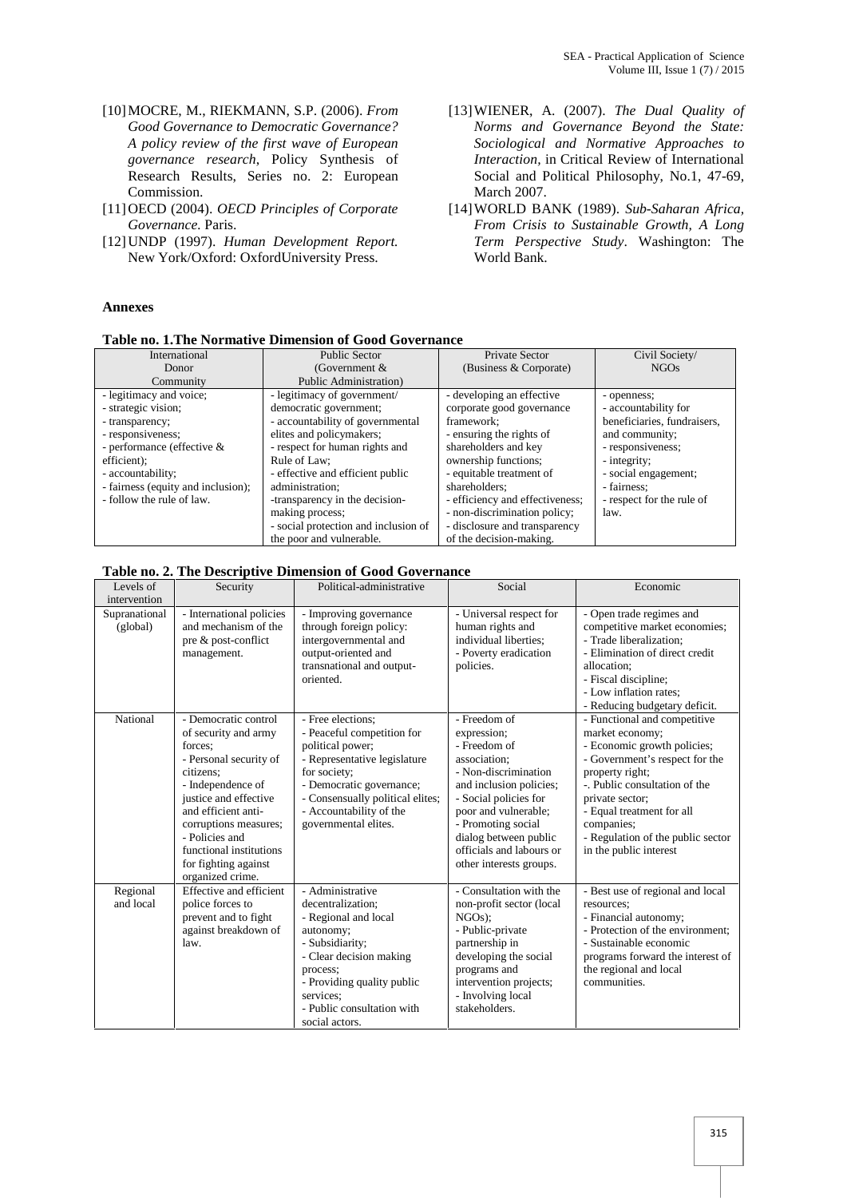[10] MOCRE, M., RIEKMANN, S.P. (2006). *From Good Governance to Democratic Governance? A policy review of the first wave of European governance research*, Policy Synthesis of Research Results, Series no. 2: European Commission.

[11] OECD (2004). *OECD Principles of Corporate Governance*. Paris.

[12] UNDP (1997). *Human Development Report.* New York/Oxford: OxfordUniversity Press.

[13] WIENER, A. (2007). *The Dual Quality of Norms and Governance Beyond the State: Sociological and Normative Approaches to Interaction*, in Critical Review of International Social and Political Philosophy, No.1, 47-69, March 2007.

[14] WORLD BANK (1989). *Sub-Saharan Africa, From Crisis to Sustainable Growth, A Long Term Perspective Study*. Washington: The World Bank.

## Annexes

**Table no. 1.The Normative Dimension of Good Governance**

| International Donor Community | Public Sector (Government & Public Administration) | Private Sector (Business & Corporate) | Civil Society/ NGOs |
|---|---|---|---|
| - legitimacy and voice;<br>- strategic vision;<br>- transparency;<br>- responsiveness;<br>- performance (effective & efficient);<br>- accountability;<br>- fairness (equity and inclusion);<br>- follow the rule of law. | - legitimacy of government/ democratic government;<br>- accountability of governmental elites and policymakers;<br>- respect for human rights and Rule of Law;<br>- effective and efficient public administration;<br>-transparency in the decision-making process;<br>- social protection and inclusion of the poor and vulnerable. | - developing an effective corporate good governance framework;<br>- ensuring the rights of shareholders and key ownership functions;<br>- equitable treatment of shareholders;<br>- efficiency and effectiveness;<br>- non-discrimination policy;<br>- disclosure and transparency of the decision-making. | - openness;<br>- accountability for beneficiaries, fundraisers, and community;<br>- responsiveness;<br>- integrity;<br>- social engagement;<br>- fairness;<br>- respect for the rule of law. |

**Table no. 2. The Descriptive Dimension of Good Governance**

| Levels of intervention | Security | Political-administrative | Social | Economic |
|---|---|---|---|---|
| Supranational (global) | - International policies and mechanism of the pre & post-conflict management. | - Improving governance through foreign policy: intergovernmental and output-oriented and transnational and output-oriented. | - Universal respect for human rights and individual liberties;<br>- Poverty eradication policies. | - Open trade regimes and competitive market economies;<br>- Trade liberalization;<br>- Elimination of direct credit allocation;<br>- Fiscal discipline;<br>- Low inflation rates;<br>- Reducing budgetary deficit. |
| National | - Democratic control of security and army forces;<br>- Personal security of citizens;<br>- Independence of justice and effective and efficient anti-corruptions measures;<br>- Policies and functional institutions for fighting against organized crime. | - Free elections;<br>- Peaceful competition for political power;<br>- Representative legislature for society;<br>- Democratic governance;<br>- Consensually political elites;<br>- Accountability of the governmental elites. | - Freedom of expression;<br>- Freedom of association;<br>- Non-discrimination and inclusion policies;<br>- Social policies for poor and vulnerable;<br>- Promoting social dialog between public officials and labours or other interests groups. | - Functional and competitive market economy;<br>- Economic growth policies;<br>- Government's respect for the property right;<br>-. Public consultation of the private sector;<br>- Equal treatment for all companies;<br>- Regulation of the public sector in the public interest |
| Regional and local | Effective and efficient police forces to prevent and to fight against breakdown of law. | - Administrative decentralization;<br>- Regional and local autonomy;<br>- Subsidiarity;<br>- Clear decision making process;<br>- Providing quality public services;<br>- Public consultation with social actors. | - Consultation with the non-profit sector (local NGOs);<br>- Public-private partnership in developing the social programs and intervention projects;<br>- Involving local stakeholders. | - Best use of regional and local resources;<br>- Financial autonomy;<br>- Protection of the environment;<br>- Sustainable economic programs forward the interest of the regional and local communities. |